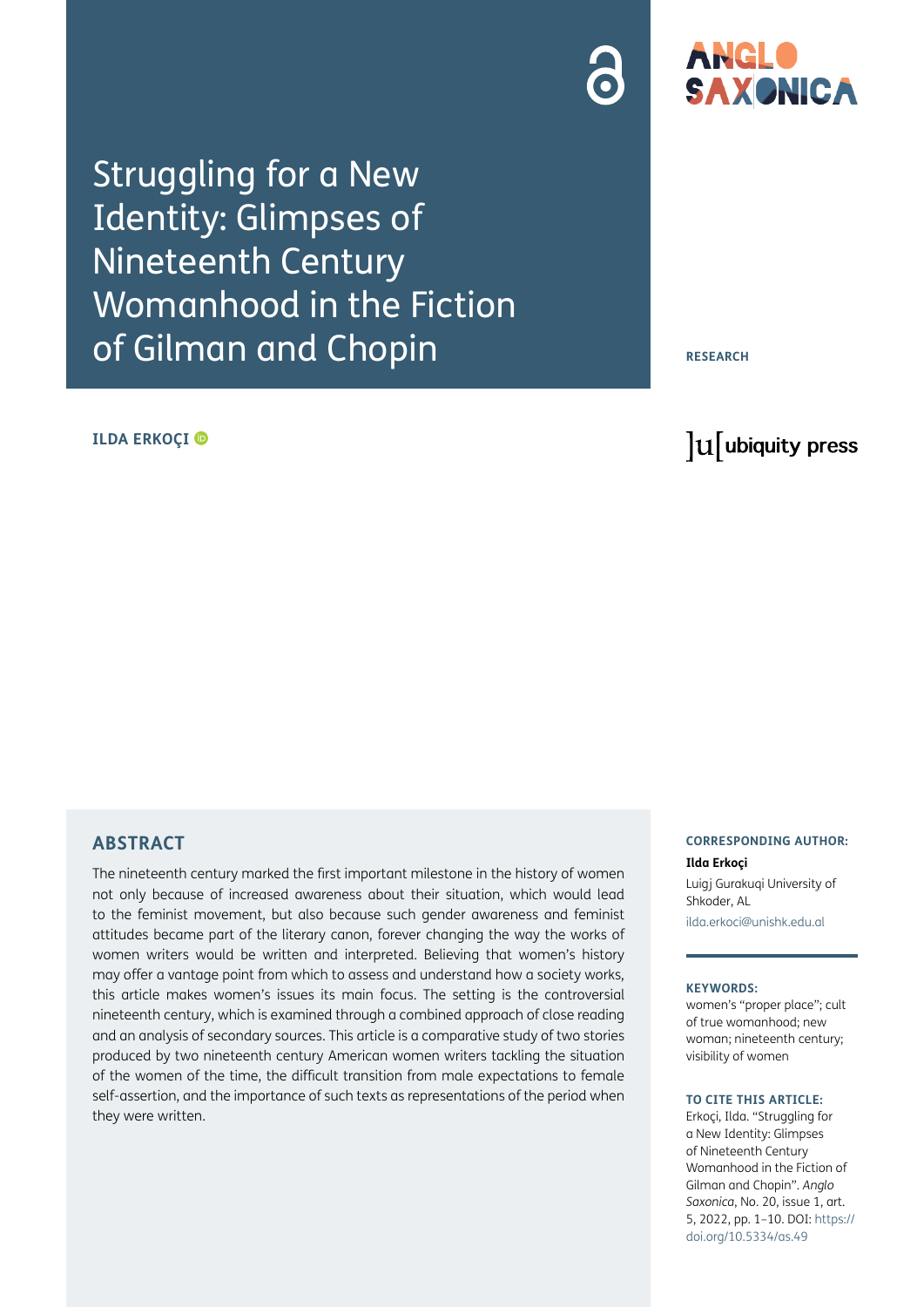# Struggling for a New Identity: Glimpses of Nineteenth Century Womanhood in the Fiction of Gilman and Chopin

**RESEARCH**

**ILDA ERKOÇI**

## ABSTRACT

The nineteenth century marked the first important milestone in the history of women not only because of increased awareness about their situation, which would lead to the feminist movement, but also because such gender awareness and feminist attitudes became part of the literary canon, forever changing the way the works of women writers would be written and interpreted. Believing that women's history may offer a vantage point from which to assess and understand how a society works, this article makes women's issues its main focus. The setting is the controversial nineteenth century, which is examined through a combined approach of close reading and an analysis of secondary sources. This article is a comparative study of two stories produced by two nineteenth century American women writers tackling the situation of the women of the time, the difficult transition from male expectations to female self-assertion, and the importance of such texts as representations of the period when they were written.

**CORRESPONDING AUTHOR:**

**Ilda Erkoçi**

Luigj Gurakuqi University of Shkoder, AL

ilda.erkoci@unishk.edu.al

**KEYWORDS:**

women's "proper place"; cult of true womanhood; new woman; nineteenth century; visibility of women

**TO CITE THIS ARTICLE:**

Erkoçi, Ilda. "Struggling for a New Identity: Glimpses of Nineteenth Century Womanhood in the Fiction of Gilman and Chopin". *Anglo Saxonica*, No. 20, issue 1, art. 5, 2022, pp. 1–10. DOI: https://doi.org/10.5334/as.49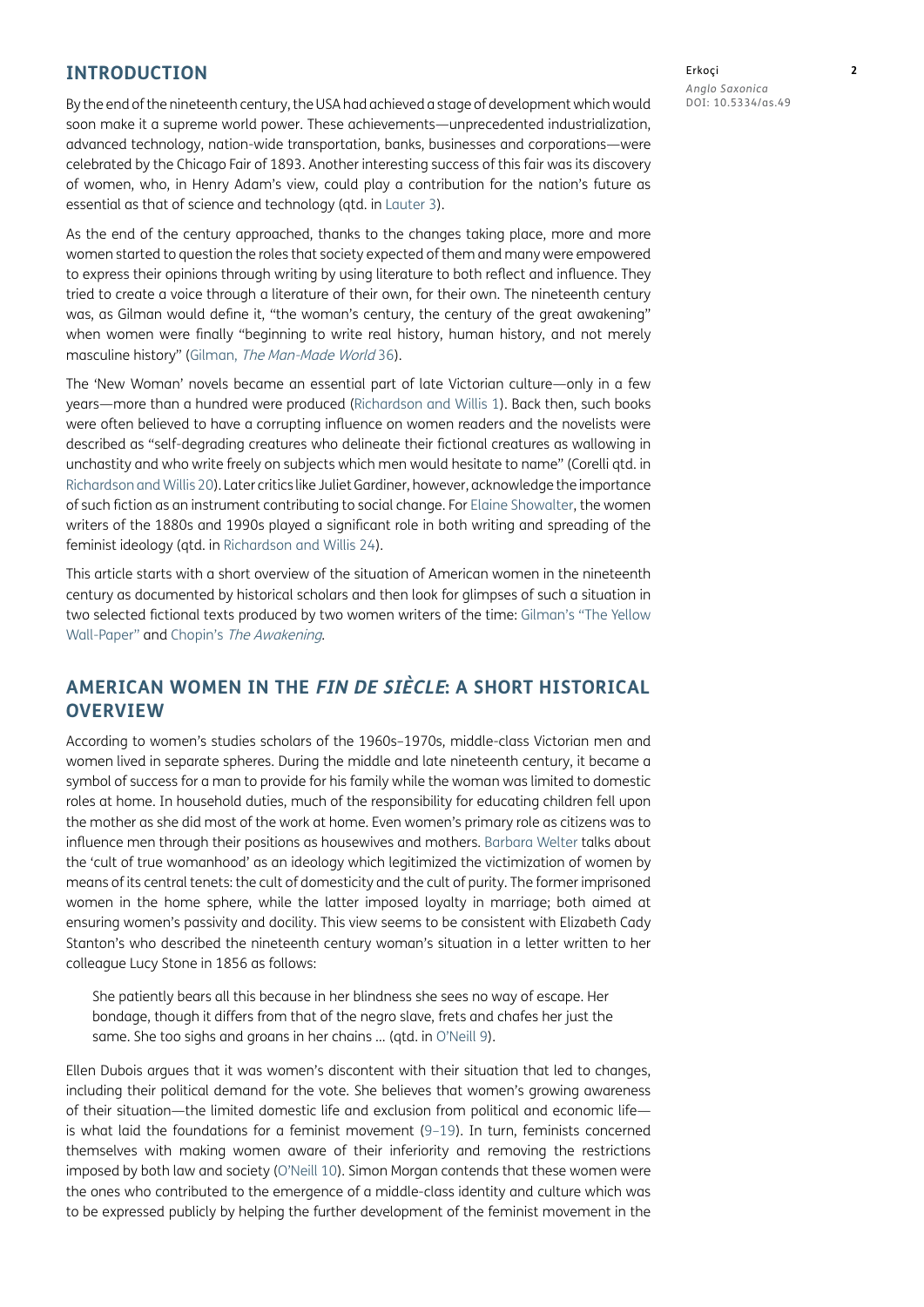## INTRODUCTION

By the end of the nineteenth century, the USA had achieved a stage of development which would soon make it a supreme world power. These achievements—unprecedented industrialization, advanced technology, nation-wide transportation, banks, businesses and corporations—were celebrated by the Chicago Fair of 1893. Another interesting success of this fair was its discovery of women, who, in Henry Adam's view, could play a contribution for the nation's future as essential as that of science and technology (qtd. in Lauter 3).

As the end of the century approached, thanks to the changes taking place, more and more women started to question the roles that society expected of them and many were empowered to express their opinions through writing by using literature to both reflect and influence. They tried to create a voice through a literature of their own, for their own. The nineteenth century was, as Gilman would define it, "the woman's century, the century of the great awakening" when women were finally "beginning to write real history, human history, and not merely masculine history" (Gilman, *The Man-Made World* 36).

The 'New Woman' novels became an essential part of late Victorian culture—only in a few years—more than a hundred were produced (Richardson and Willis 1). Back then, such books were often believed to have a corrupting influence on women readers and the novelists were described as "self-degrading creatures who delineate their fictional creatures as wallowing in unchastity and who write freely on subjects which men would hesitate to name" (Corelli qtd. in Richardson and Willis 20). Later critics like Juliet Gardiner, however, acknowledge the importance of such fiction as an instrument contributing to social change. For Elaine Showalter, the women writers of the 1880s and 1990s played a significant role in both writing and spreading of the feminist ideology (qtd. in Richardson and Willis 24).

This article starts with a short overview of the situation of American women in the nineteenth century as documented by historical scholars and then look for glimpses of such a situation in two selected fictional texts produced by two women writers of the time: Gilman's "The Yellow Wall-Paper" and Chopin's *The Awakening*.

## AMERICAN WOMEN IN THE *FIN DE SIÈCLE*: A SHORT HISTORICAL OVERVIEW

According to women's studies scholars of the 1960s–1970s, middle-class Victorian men and women lived in separate spheres. During the middle and late nineteenth century, it became a symbol of success for a man to provide for his family while the woman was limited to domestic roles at home. In household duties, much of the responsibility for educating children fell upon the mother as she did most of the work at home. Even women's primary role as citizens was to influence men through their positions as housewives and mothers. Barbara Welter talks about the 'cult of true womanhood' as an ideology which legitimized the victimization of women by means of its central tenets: the cult of domesticity and the cult of purity. The former imprisoned women in the home sphere, while the latter imposed loyalty in marriage; both aimed at ensuring women's passivity and docility. This view seems to be consistent with Elizabeth Cady Stanton's who described the nineteenth century woman's situation in a letter written to her colleague Lucy Stone in 1856 as follows:

> She patiently bears all this because in her blindness she sees no way of escape. Her bondage, though it differs from that of the negro slave, frets and chafes her just the same. She too sighs and groans in her chains … (qtd. in O'Neill 9).

Ellen Dubois argues that it was women's discontent with their situation that led to changes, including their political demand for the vote. She believes that women's growing awareness of their situation—the limited domestic life and exclusion from political and economic life—is what laid the foundations for a feminist movement (9–19). In turn, feminists concerned themselves with making women aware of their inferiority and removing the restrictions imposed by both law and society (O'Neill 10). Simon Morgan contends that these women were the ones who contributed to the emergence of a middle-class identity and culture which was to be expressed publicly by helping the further development of the feminist movement in the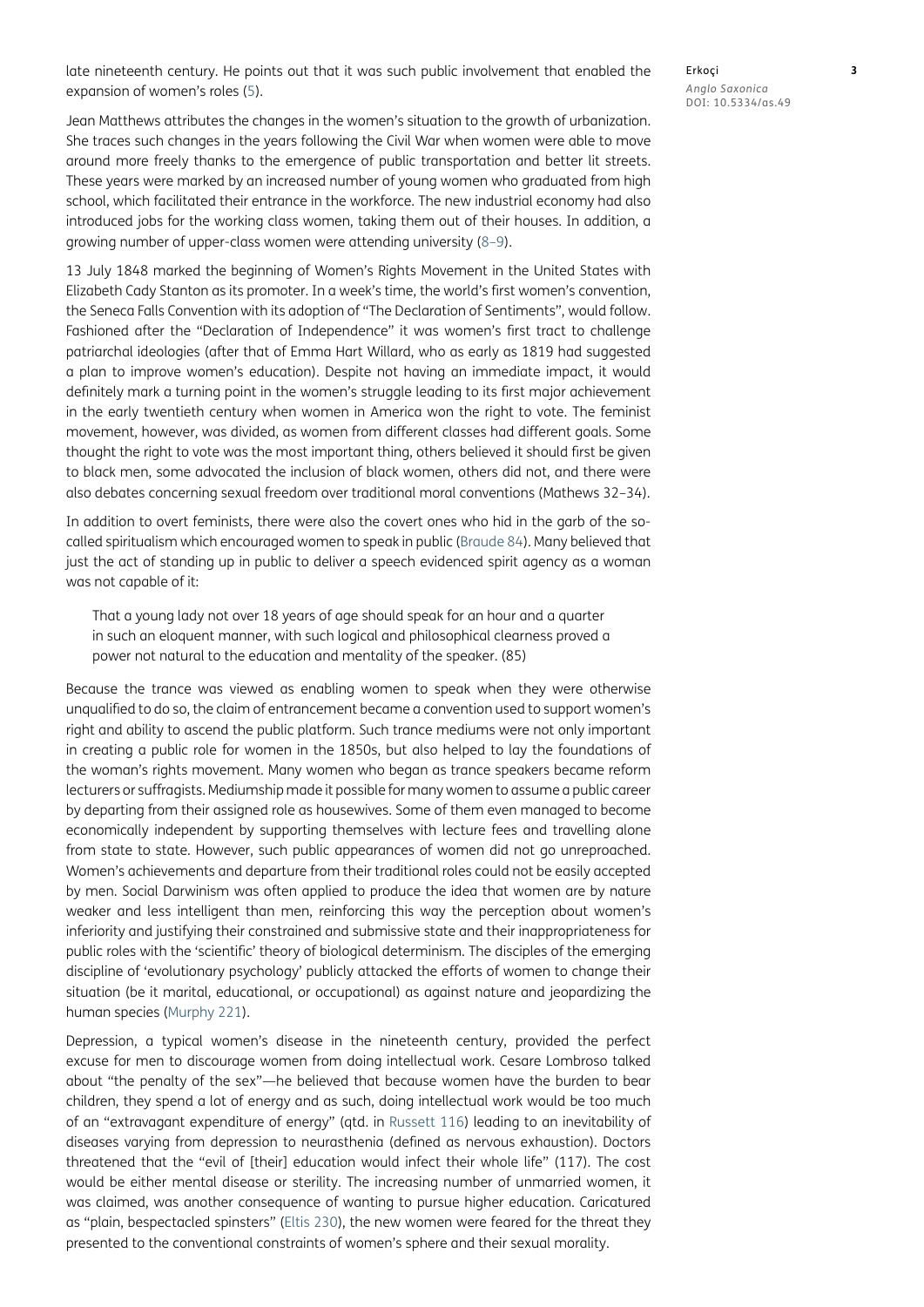late nineteenth century. He points out that it was such public involvement that enabled the expansion of women's roles (5).

Jean Matthews attributes the changes in the women's situation to the growth of urbanization. She traces such changes in the years following the Civil War when women were able to move around more freely thanks to the emergence of public transportation and better lit streets. These years were marked by an increased number of young women who graduated from high school, which facilitated their entrance in the workforce. The new industrial economy had also introduced jobs for the working class women, taking them out of their houses. In addition, a growing number of upper-class women were attending university (8–9).

13 July 1848 marked the beginning of Women's Rights Movement in the United States with Elizabeth Cady Stanton as its promoter. In a week's time, the world's first women's convention, the Seneca Falls Convention with its adoption of "The Declaration of Sentiments", would follow. Fashioned after the "Declaration of Independence" it was women's first tract to challenge patriarchal ideologies (after that of Emma Hart Willard, who as early as 1819 had suggested a plan to improve women's education). Despite not having an immediate impact, it would definitely mark a turning point in the women's struggle leading to its first major achievement in the early twentieth century when women in America won the right to vote. The feminist movement, however, was divided, as women from different classes had different goals. Some thought the right to vote was the most important thing, others believed it should first be given to black men, some advocated the inclusion of black women, others did not, and there were also debates concerning sexual freedom over traditional moral conventions (Mathews 32–34).

In addition to overt feminists, there were also the covert ones who hid in the garb of the so-called spiritualism which encouraged women to speak in public (Braude 84). Many believed that just the act of standing up in public to deliver a speech evidenced spirit agency as a woman was not capable of it:

> That a young lady not over 18 years of age should speak for an hour and a quarter in such an eloquent manner, with such logical and philosophical clearness proved a power not natural to the education and mentality of the speaker. (85)

Because the trance was viewed as enabling women to speak when they were otherwise unqualified to do so, the claim of entrancement became a convention used to support women's right and ability to ascend the public platform. Such trance mediums were not only important in creating a public role for women in the 1850s, but also helped to lay the foundations of the woman's rights movement. Many women who began as trance speakers became reform lecturers or suffragists. Mediumship made it possible for many women to assume a public career by departing from their assigned role as housewives. Some of them even managed to become economically independent by supporting themselves with lecture fees and travelling alone from state to state. However, such public appearances of women did not go unreproached. Women's achievements and departure from their traditional roles could not be easily accepted by men. Social Darwinism was often applied to produce the idea that women are by nature weaker and less intelligent than men, reinforcing this way the perception about women's inferiority and justifying their constrained and submissive state and their inappropriateness for public roles with the 'scientific' theory of biological determinism. The disciples of the emerging discipline of 'evolutionary psychology' publicly attacked the efforts of women to change their situation (be it marital, educational, or occupational) as against nature and jeopardizing the human species (Murphy 221).

Depression, a typical women's disease in the nineteenth century, provided the perfect excuse for men to discourage women from doing intellectual work. Cesare Lombroso talked about "the penalty of the sex"—he believed that because women have the burden to bear children, they spend a lot of energy and as such, doing intellectual work would be too much of an "extravagant expenditure of energy" (qtd. in Russett 116) leading to an inevitability of diseases varying from depression to neurasthenia (defined as nervous exhaustion). Doctors threatened that the "evil of [their] education would infect their whole life" (117). The cost would be either mental disease or sterility. The increasing number of unmarried women, it was claimed, was another consequence of wanting to pursue higher education. Caricatured as "plain, bespectacled spinsters" (Eltis 230), the new women were feared for the threat they presented to the conventional constraints of women's sphere and their sexual morality.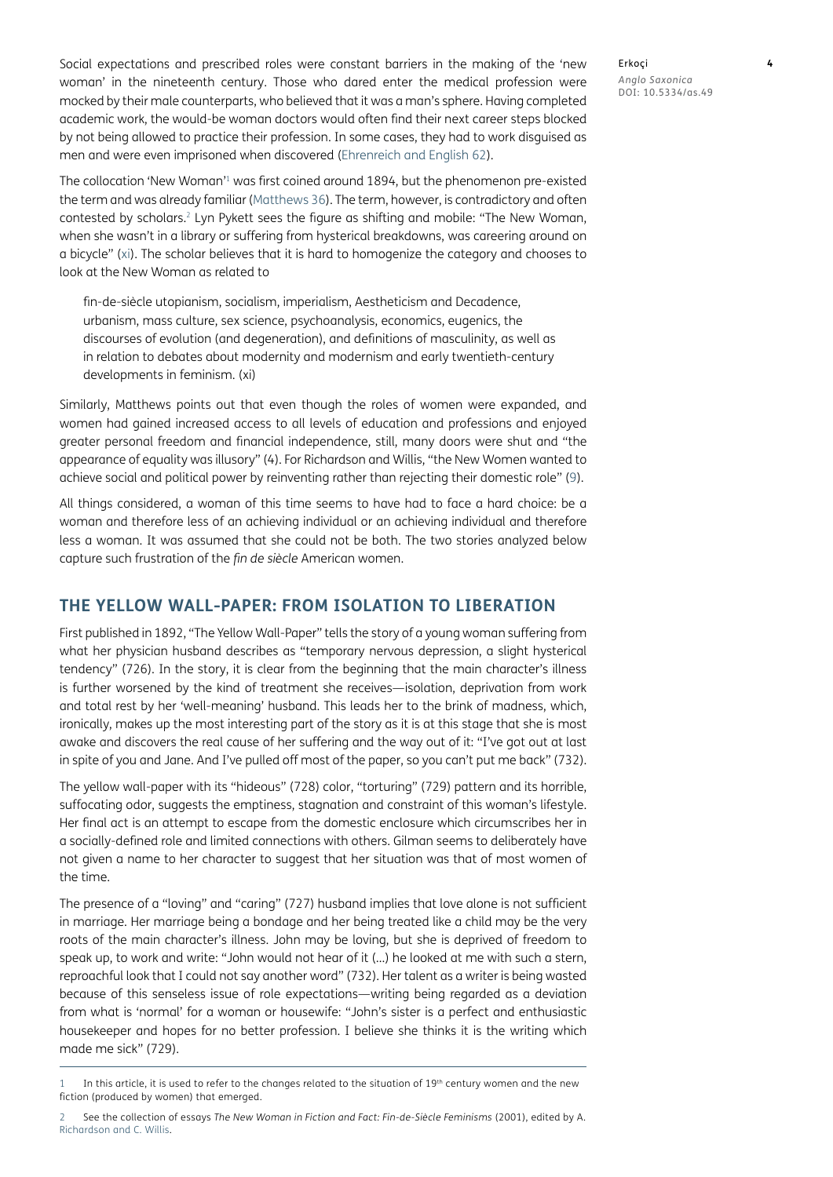Social expectations and prescribed roles were constant barriers in the making of the 'new woman' in the nineteenth century. Those who dared enter the medical profession were mocked by their male counterparts, who believed that it was a man's sphere. Having completed academic work, the would-be woman doctors would often find their next career steps blocked by not being allowed to practice their profession. In some cases, they had to work disguised as men and were even imprisoned when discovered (Ehrenreich and English 62).

The collocation 'New Woman'[1] was first coined around 1894, but the phenomenon pre-existed the term and was already familiar (Matthews 36). The term, however, is contradictory and often contested by scholars.[2] Lyn Pykett sees the figure as shifting and mobile: "The New Woman, when she wasn't in a library or suffering from hysterical breakdowns, was careering around on a bicycle" (xi). The scholar believes that it is hard to homogenize the category and chooses to look at the New Woman as related to

> fin-de-siècle utopianism, socialism, imperialism, Aestheticism and Decadence, urbanism, mass culture, sex science, psychoanalysis, economics, eugenics, the discourses of evolution (and degeneration), and definitions of masculinity, as well as in relation to debates about modernity and modernism and early twentieth-century developments in feminism. (xi)

Similarly, Matthews points out that even though the roles of women were expanded, and women had gained increased access to all levels of education and professions and enjoyed greater personal freedom and financial independence, still, many doors were shut and "the appearance of equality was illusory" (4). For Richardson and Willis, "the New Women wanted to achieve social and political power by reinventing rather than rejecting their domestic role" (9).

All things considered, a woman of this time seems to have had to face a hard choice: be a woman and therefore less of an achieving individual or an achieving individual and therefore less a woman. It was assumed that she could not be both. The two stories analyzed below capture such frustration of the *fin de siècle* American women.

## THE YELLOW WALL-PAPER: FROM ISOLATION TO LIBERATION

First published in 1892, "The Yellow Wall-Paper" tells the story of a young woman suffering from what her physician husband describes as "temporary nervous depression, a slight hysterical tendency" (726). In the story, it is clear from the beginning that the main character's illness is further worsened by the kind of treatment she receives—isolation, deprivation from work and total rest by her 'well-meaning' husband. This leads her to the brink of madness, which, ironically, makes up the most interesting part of the story as it is at this stage that she is most awake and discovers the real cause of her suffering and the way out of it: "I've got out at last in spite of you and Jane. And I've pulled off most of the paper, so you can't put me back" (732).

The yellow wall-paper with its "hideous" (728) color, "torturing" (729) pattern and its horrible, suffocating odor, suggests the emptiness, stagnation and constraint of this woman's lifestyle. Her final act is an attempt to escape from the domestic enclosure which circumscribes her in a socially-defined role and limited connections with others. Gilman seems to deliberately have not given a name to her character to suggest that her situation was that of most women of the time.

The presence of a "loving" and "caring" (727) husband implies that love alone is not sufficient in marriage. Her marriage being a bondage and her being treated like a child may be the very roots of the main character's illness. John may be loving, but she is deprived of freedom to speak up, to work and write: "John would not hear of it (…) he looked at me with such a stern, reproachful look that I could not say another word" (732). Her talent as a writer is being wasted because of this senseless issue of role expectations—writing being regarded as a deviation from what is 'normal' for a woman or housewife: "John's sister is a perfect and enthusiastic housekeeper and hopes for no better profession. I believe she thinks it is the writing which made me sick" (729).

---

1 In this article, it is used to refer to the changes related to the situation of 19th century women and the new fiction (produced by women) that emerged.

2 See the collection of essays *The New Woman in Fiction and Fact: Fin-de-Siècle Feminisms* (2001), edited by A. Richardson and C. Willis.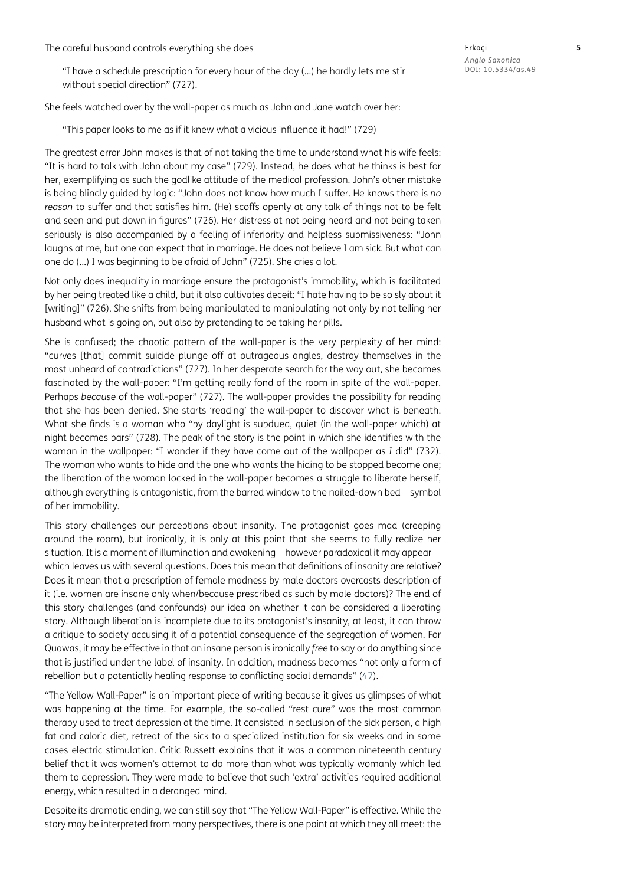The careful husband controls everything she does

> "I have a schedule prescription for every hour of the day (...) he hardly lets me stir without special direction" (727).

She feels watched over by the wall-paper as much as John and Jane watch over her:

> "This paper looks to me as if it knew what a vicious influence it had!" (729)

The greatest error John makes is that of not taking the time to understand what his wife feels: "It is hard to talk with John about my case" (729). Instead, he does what *he* thinks is best for her, exemplifying as such the godlike attitude of the medical profession. John's other mistake is being blindly guided by logic: "John does not know how much I suffer. He knows there is *no reason* to suffer and that satisfies him. (He) scoffs openly at any talk of things not to be felt and seen and put down in figures" (726). Her distress at not being heard and not being taken seriously is also accompanied by a feeling of inferiority and helpless submissiveness: "John laughs at me, but one can expect that in marriage. He does not believe I am sick. But what can one do (...) I was beginning to be afraid of John" (725). She cries a lot.

Not only does inequality in marriage ensure the protagonist's immobility, which is facilitated by her being treated like a child, but it also cultivates deceit: "I hate having to be so sly about it [writing]" (726). She shifts from being manipulated to manipulating not only by not telling her husband what is going on, but also by pretending to be taking her pills.

She is confused; the chaotic pattern of the wall-paper is the very perplexity of her mind: "curves [that] commit suicide plunge off at outrageous angles, destroy themselves in the most unheard of contradictions" (727). In her desperate search for the way out, she becomes fascinated by the wall-paper: "I'm getting really fond of the room in spite of the wall-paper. Perhaps *because* of the wall-paper" (727). The wall-paper provides the possibility for reading that she has been denied. She starts 'reading' the wall-paper to discover what is beneath. What she finds is a woman who "by daylight is subdued, quiet (in the wall-paper which) at night becomes bars" (728). The peak of the story is the point in which she identifies with the woman in the wallpaper: "I wonder if they have come out of the wallpaper as *I* did" (732). The woman who wants to hide and the one who wants the hiding to be stopped become one; the liberation of the woman locked in the wall-paper becomes a struggle to liberate herself, although everything is antagonistic, from the barred window to the nailed-down bed—symbol of her immobility.

This story challenges our perceptions about insanity. The protagonist goes mad (creeping around the room), but ironically, it is only at this point that she seems to fully realize her situation. It is a moment of illumination and awakening—however paradoxical it may appear—which leaves us with several questions. Does this mean that definitions of insanity are relative? Does it mean that a prescription of female madness by male doctors overcasts description of it (i.e. women are insane only when/because prescribed as such by male doctors)? The end of this story challenges (and confounds) our idea on whether it can be considered a liberating story. Although liberation is incomplete due to its protagonist's insanity, at least, it can throw a critique to society accusing it of a potential consequence of the segregation of women. For Quawas, it may be effective in that an insane person is ironically *free* to say or do anything since that is justified under the label of insanity. In addition, madness becomes "not only a form of rebellion but a potentially healing response to conflicting social demands" (47).

"The Yellow Wall-Paper" is an important piece of writing because it gives us glimpses of what was happening at the time. For example, the so-called "rest cure" was the most common therapy used to treat depression at the time. It consisted in seclusion of the sick person, a high fat and caloric diet, retreat of the sick to a specialized institution for six weeks and in some cases electric stimulation. Critic Russett explains that it was a common nineteenth century belief that it was women's attempt to do more than what was typically womanly which led them to depression. They were made to believe that such 'extra' activities required additional energy, which resulted in a deranged mind.

Despite its dramatic ending, we can still say that "The Yellow Wall-Paper" is effective. While the story may be interpreted from many perspectives, there is one point at which they all meet: the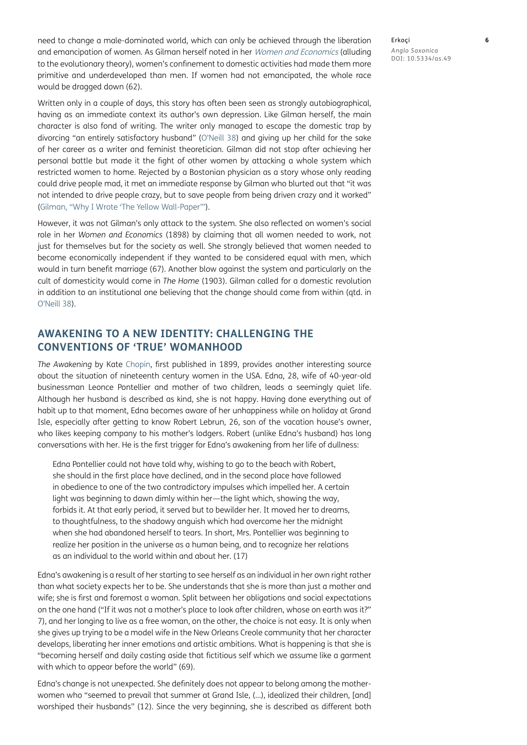need to change a male-dominated world, which can only be achieved through the liberation and emancipation of women. As Gilman herself noted in her *Women and Economics* (alluding to the evolutionary theory), women's confinement to domestic activities had made them more primitive and underdeveloped than men. If women had not emancipated, the whole race would be dragged down (62).

Written only in a couple of days, this story has often been seen as strongly autobiographical, having as an immediate context its author's own depression. Like Gilman herself, the main character is also fond of writing. The writer only managed to escape the domestic trap by divorcing "an entirely satisfactory husband" (O'Neill 38) and giving up her child for the sake of her career as a writer and feminist theoretician. Gilman did not stop after achieving her personal battle but made it the fight of other women by attacking a whole system which restricted women to home. Rejected by a Bostonian physician as a story whose only reading could drive people mad, it met an immediate response by Gilman who blurted out that "it was not intended to drive people crazy, but to save people from being driven crazy and it worked" (Gilman, "Why I Wrote 'The Yellow Wall-Paper'").

However, it was not Gilman's only attack to the system. She also reflected on women's social role in her *Women and Economics* (1898) by claiming that all women needed to work, not just for themselves but for the society as well. She strongly believed that women needed to become economically independent if they wanted to be considered equal with men, which would in turn benefit marriage (67). Another blow against the system and particularly on the cult of domesticity would come in *The Home* (1903). Gilman called for a domestic revolution in addition to an institutional one believing that the change should come from within (qtd. in O'Neill 38).

## AWAKENING TO A NEW IDENTITY: CHALLENGING THE CONVENTIONS OF 'TRUE' WOMANHOOD

*The Awakening* by Kate Chopin, first published in 1899, provides another interesting source about the situation of nineteenth century women in the USA. Edna, 28, wife of 40-year-old businessman Leonce Pontellier and mother of two children, leads a seemingly quiet life. Although her husband is described as kind, she is not happy. Having done everything out of habit up to that moment, Edna becomes aware of her unhappiness while on holiday at Grand Isle, especially after getting to know Robert Lebrun, 26, son of the vacation house's owner, who likes keeping company to his mother's lodgers. Robert (unlike Edna's husband) has long conversations with her. He is the first trigger for Edna's awakening from her life of dullness:

> Edna Pontellier could not have told why, wishing to go to the beach with Robert, she should in the first place have declined, and in the second place have followed in obedience to one of the two contradictory impulses which impelled her. A certain light was beginning to dawn dimly within her—the light which, showing the way, forbids it. At that early period, it served but to bewilder her. It moved her to dreams, to thoughtfulness, to the shadowy anguish which had overcome her the midnight when she had abandoned herself to tears. In short, Mrs. Pontellier was beginning to realize her position in the universe as a human being, and to recognize her relations as an individual to the world within and about her. (17)

Edna's awakening is a result of her starting to see herself as an individual in her own right rather than what society expects her to be. She understands that she is more than just a mother and wife; she is first and foremost a woman. Split between her obligations and social expectations on the one hand ("If it was not a mother's place to look after children, whose on earth was it?" 7), and her longing to live as a free woman, on the other, the choice is not easy. It is only when she gives up trying to be a model wife in the New Orleans Creole community that her character develops, liberating her inner emotions and artistic ambitions. What is happening is that she is "becoming herself and daily casting aside that fictitious self which we assume like a garment with which to appear before the world" (69).

Edna's change is not unexpected. She definitely does not appear to belong among the mother-women who "seemed to prevail that summer at Grand Isle, (…), idealized their children, [and] worshiped their husbands" (12). Since the very beginning, she is described as different both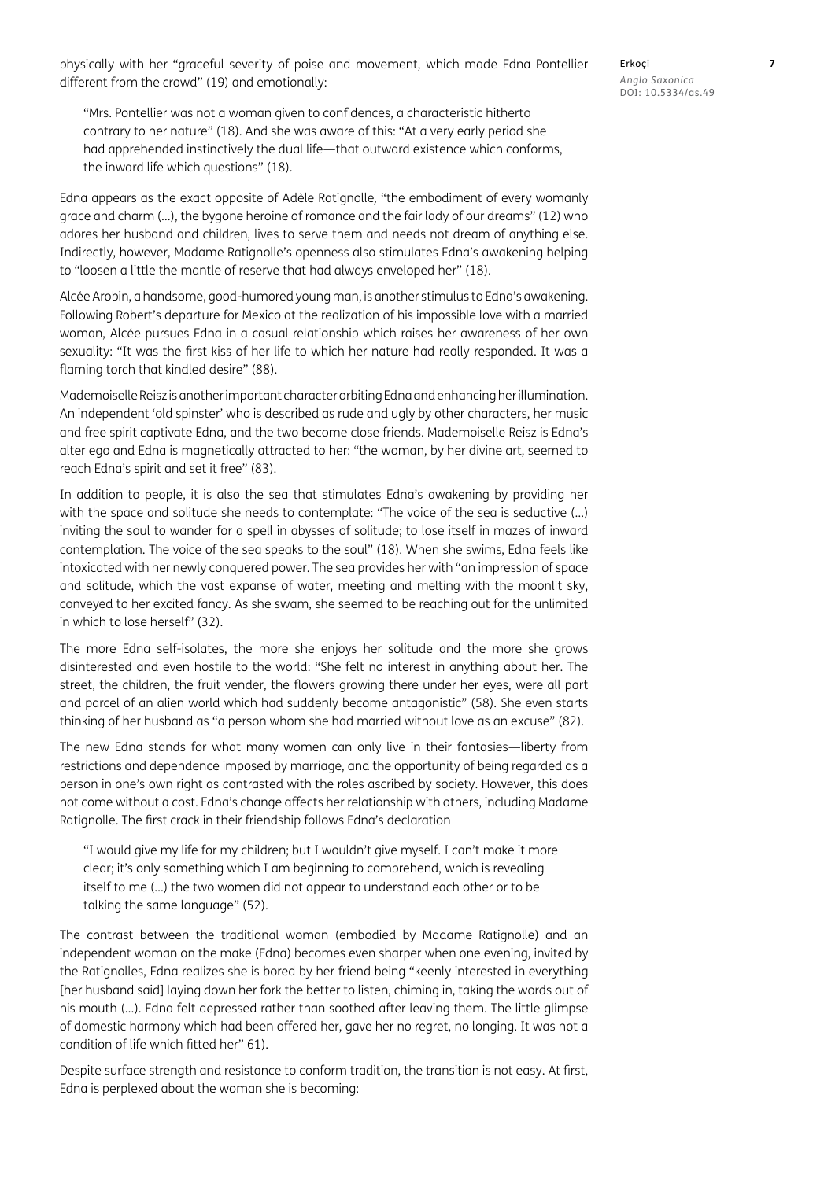physically with her "graceful severity of poise and movement, which made Edna Pontellier different from the crowd" (19) and emotionally:

> "Mrs. Pontellier was not a woman given to confidences, a characteristic hitherto contrary to her nature" (18). And she was aware of this: "At a very early period she had apprehended instinctively the dual life—that outward existence which conforms, the inward life which questions" (18).

Edna appears as the exact opposite of Adèle Ratignolle, "the embodiment of every womanly grace and charm (…), the bygone heroine of romance and the fair lady of our dreams" (12) who adores her husband and children, lives to serve them and needs not dream of anything else. Indirectly, however, Madame Ratignolle's openness also stimulates Edna's awakening helping to "loosen a little the mantle of reserve that had always enveloped her" (18).

Alcée Arobin, a handsome, good-humored young man, is another stimulus to Edna's awakening. Following Robert's departure for Mexico at the realization of his impossible love with a married woman, Alcée pursues Edna in a casual relationship which raises her awareness of her own sexuality: "It was the first kiss of her life to which her nature had really responded. It was a flaming torch that kindled desire" (88).

Mademoiselle Reisz is another important character orbiting Edna and enhancing her illumination. An independent 'old spinster' who is described as rude and ugly by other characters, her music and free spirit captivate Edna, and the two become close friends. Mademoiselle Reisz is Edna's alter ego and Edna is magnetically attracted to her: "the woman, by her divine art, seemed to reach Edna's spirit and set it free" (83).

In addition to people, it is also the sea that stimulates Edna's awakening by providing her with the space and solitude she needs to contemplate: "The voice of the sea is seductive (…) inviting the soul to wander for a spell in abysses of solitude; to lose itself in mazes of inward contemplation. The voice of the sea speaks to the soul" (18). When she swims, Edna feels like intoxicated with her newly conquered power. The sea provides her with "an impression of space and solitude, which the vast expanse of water, meeting and melting with the moonlit sky, conveyed to her excited fancy. As she swam, she seemed to be reaching out for the unlimited in which to lose herself" (32).

The more Edna self-isolates, the more she enjoys her solitude and the more she grows disinterested and even hostile to the world: "She felt no interest in anything about her. The street, the children, the fruit vender, the flowers growing there under her eyes, were all part and parcel of an alien world which had suddenly become antagonistic" (58). She even starts thinking of her husband as "a person whom she had married without love as an excuse" (82).

The new Edna stands for what many women can only live in their fantasies—liberty from restrictions and dependence imposed by marriage, and the opportunity of being regarded as a person in one's own right as contrasted with the roles ascribed by society. However, this does not come without a cost. Edna's change affects her relationship with others, including Madame Ratignolle. The first crack in their friendship follows Edna's declaration

> "I would give my life for my children; but I wouldn't give myself. I can't make it more clear; it's only something which I am beginning to comprehend, which is revealing itself to me (…) the two women did not appear to understand each other or to be talking the same language" (52).

The contrast between the traditional woman (embodied by Madame Ratignolle) and an independent woman on the make (Edna) becomes even sharper when one evening, invited by the Ratignolles, Edna realizes she is bored by her friend being "keenly interested in everything [her husband said] laying down her fork the better to listen, chiming in, taking the words out of his mouth (…). Edna felt depressed rather than soothed after leaving them. The little glimpse of domestic harmony which had been offered her, gave her no regret, no longing. It was not a condition of life which fitted her" 61).

Despite surface strength and resistance to conform tradition, the transition is not easy. At first, Edna is perplexed about the woman she is becoming: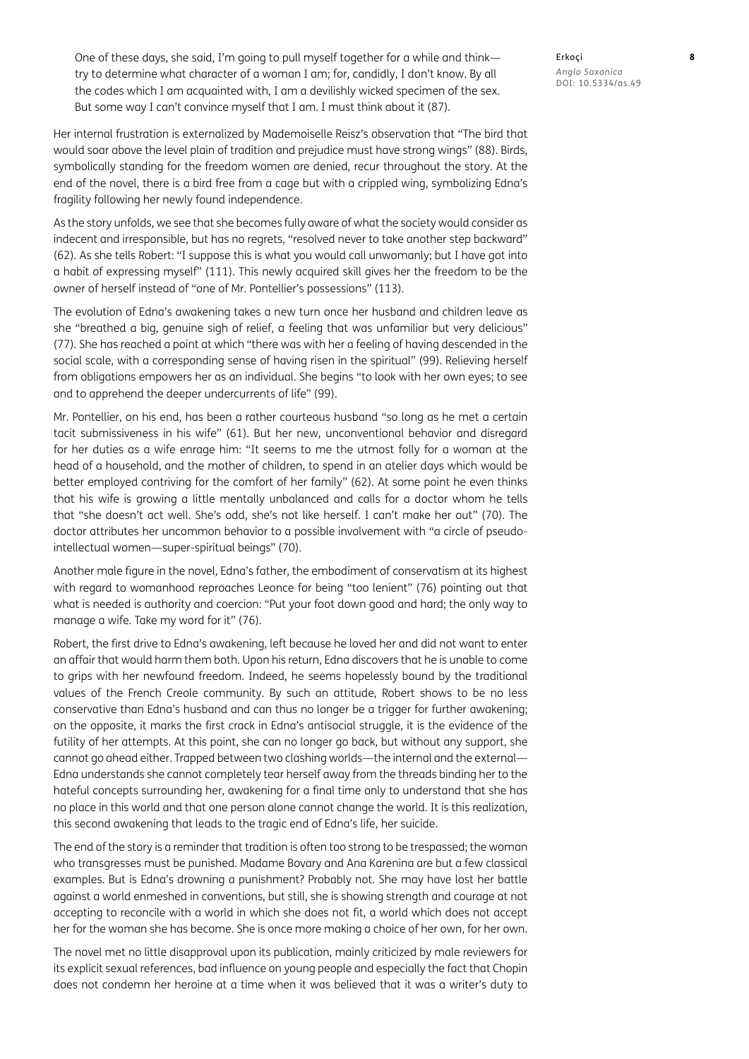> One of these days, she said, I'm going to pull myself together for a while and think—try to determine what character of a woman I am; for, candidly, I don't know. By all the codes which I am acquainted with, I am a devilishly wicked specimen of the sex. But some way I can't convince myself that I am. I must think about it (87).

Her internal frustration is externalized by Mademoiselle Reisz's observation that "The bird that would soar above the level plain of tradition and prejudice must have strong wings" (88). Birds, symbolically standing for the freedom women are denied, recur throughout the story. At the end of the novel, there is a bird free from a cage but with a crippled wing, symbolizing Edna's fragility following her newly found independence.

As the story unfolds, we see that she becomes fully aware of what the society would consider as indecent and irresponsible, but has no regrets, "resolved never to take another step backward" (62). As she tells Robert: "I suppose this is what you would call unwomanly; but I have got into a habit of expressing myself" (111). This newly acquired skill gives her the freedom to be the owner of herself instead of "one of Mr. Pontellier's possessions" (113).

The evolution of Edna's awakening takes a new turn once her husband and children leave as she "breathed a big, genuine sigh of relief, a feeling that was unfamiliar but very delicious" (77). She has reached a point at which "there was with her a feeling of having descended in the social scale, with a corresponding sense of having risen in the spiritual" (99). Relieving herself from obligations empowers her as an individual. She begins "to look with her own eyes; to see and to apprehend the deeper undercurrents of life" (99).

Mr. Pontellier, on his end, has been a rather courteous husband "so long as he met a certain tacit submissiveness in his wife" (61). But her new, unconventional behavior and disregard for her duties as a wife enrage him: "It seems to me the utmost folly for a woman at the head of a household, and the mother of children, to spend in an atelier days which would be better employed contriving for the comfort of her family" (62). At some point he even thinks that his wife is growing a little mentally unbalanced and calls for a doctor whom he tells that "she doesn't act well. She's odd, she's not like herself. I can't make her out" (70). The doctor attributes her uncommon behavior to a possible involvement with "a circle of pseudo-intellectual women—super-spiritual beings" (70).

Another male figure in the novel, Edna's father, the embodiment of conservatism at its highest with regard to womanhood reproaches Leonce for being "too lenient" (76) pointing out that what is needed is authority and coercion: "Put your foot down good and hard; the only way to manage a wife. Take my word for it" (76).

Robert, the first drive to Edna's awakening, left because he loved her and did not want to enter an affair that would harm them both. Upon his return, Edna discovers that he is unable to come to grips with her newfound freedom. Indeed, he seems hopelessly bound by the traditional values of the French Creole community. By such an attitude, Robert shows to be no less conservative than Edna's husband and can thus no longer be a trigger for further awakening; on the opposite, it marks the first crack in Edna's antisocial struggle, it is the evidence of the futility of her attempts. At this point, she can no longer go back, but without any support, she cannot go ahead either. Trapped between two clashing worlds—the internal and the external—Edna understands she cannot completely tear herself away from the threads binding her to the hateful concepts surrounding her, awakening for a final time only to understand that she has no place in this world and that one person alone cannot change the world. It is this realization, this second awakening that leads to the tragic end of Edna's life, her suicide.

The end of the story is a reminder that tradition is often too strong to be trespassed; the woman who transgresses must be punished. Madame Bovary and Ana Karenina are but a few classical examples. But is Edna's drowning a punishment? Probably not. She may have lost her battle against a world enmeshed in conventions, but still, she is showing strength and courage at not accepting to reconcile with a world in which she does not fit, a world which does not accept her for the woman she has become. She is once more making a choice of her own, for her own.

The novel met no little disapproval upon its publication, mainly criticized by male reviewers for its explicit sexual references, bad influence on young people and especially the fact that Chopin does not condemn her heroine at a time when it was believed that it was a writer's duty to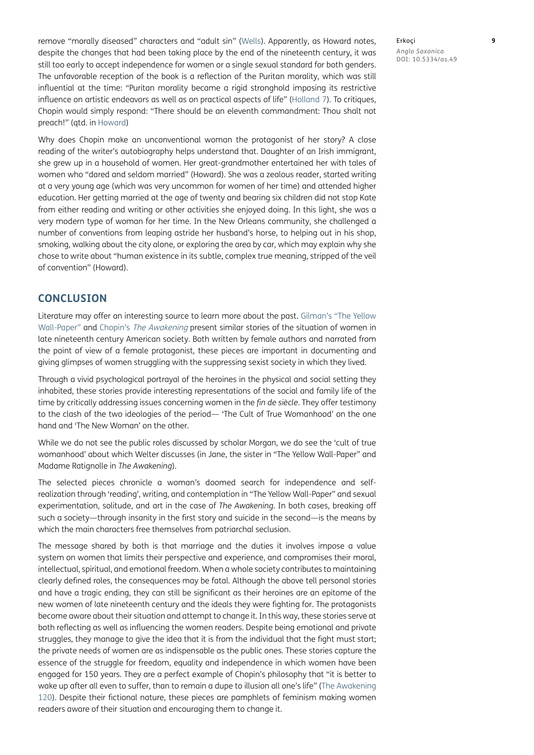remove "morally diseased" characters and "adult sin" (Wells). Apparently, as Howard notes, despite the changes that had been taking place by the end of the nineteenth century, it was still too early to accept independence for women or a single sexual standard for both genders. The unfavorable reception of the book is a reflection of the Puritan morality, which was still influential at the time: "Puritan morality became a rigid stronghold imposing its restrictive influence on artistic endeavors as well as on practical aspects of life" (Holland 7). To critiques, Chopin would simply respond: "There should be an eleventh commandment: Thou shalt not preach!" (qtd. in Howard)

Why does Chopin make an unconventional woman the protagonist of her story? A close reading of the writer's autobiography helps understand that. Daughter of an Irish immigrant, she grew up in a household of women. Her great-grandmother entertained her with tales of women who "dared and seldom married" (Howard). She was a zealous reader, started writing at a very young age (which was very uncommon for women of her time) and attended higher education. Her getting married at the age of twenty and bearing six children did not stop Kate from either reading and writing or other activities she enjoyed doing. In this light, she was a very modern type of woman for her time. In the New Orleans community, she challenged a number of conventions from leaping astride her husband's horse, to helping out in his shop, smoking, walking about the city alone, or exploring the area by car, which may explain why she chose to write about "human existence in its subtle, complex true meaning, stripped of the veil of convention" (Howard).

## CONCLUSION

Literature may offer an interesting source to learn more about the past. Gilman's "The Yellow Wall-Paper" and Chopin's *The Awakening* present similar stories of the situation of women in late nineteenth century American society. Both written by female authors and narrated from the point of view of a female protagonist, these pieces are important in documenting and giving glimpses of women struggling with the suppressing sexist society in which they lived.

Through a vivid psychological portrayal of the heroines in the physical and social setting they inhabited, these stories provide interesting representations of the social and family life of the time by critically addressing issues concerning women in the *fin de siècle*. They offer testimony to the clash of the two ideologies of the period— 'The Cult of True Womanhood' on the one hand and 'The New Woman' on the other.

While we do not see the public roles discussed by scholar Morgan, we do see the 'cult of true womanhood' about which Welter discusses (in Jane, the sister in "The Yellow Wall-Paper" and Madame Ratignolle in *The Awakening*).

The selected pieces chronicle a woman's doomed search for independence and self-realization through 'reading', writing, and contemplation in "The Yellow Wall-Paper" and sexual experimentation, solitude, and art in the case of *The Awakening*. In both cases, breaking off such a society—through insanity in the first story and suicide in the second—is the means by which the main characters free themselves from patriarchal seclusion.

The message shared by both is that marriage and the duties it involves impose a value system on women that limits their perspective and experience, and compromises their moral, intellectual, spiritual, and emotional freedom. When a whole society contributes to maintaining clearly defined roles, the consequences may be fatal. Although the above tell personal stories and have a tragic ending, they can still be significant as their heroines are an epitome of the new women of late nineteenth century and the ideals they were fighting for. The protagonists become aware about their situation and attempt to change it. In this way, these stories serve at both reflecting as well as influencing the women readers. Despite being emotional and private struggles, they manage to give the idea that it is from the individual that the fight must start; the private needs of women are as indispensable as the public ones. These stories capture the essence of the struggle for freedom, equality and independence in which women have been engaged for 150 years. They are a perfect example of Chopin's philosophy that "it is better to wake up after all even to suffer, than to remain a dupe to illusion all one's life" (The Awakening 120). Despite their fictional nature, these pieces are pamphlets of feminism making women readers aware of their situation and encouraging them to change it.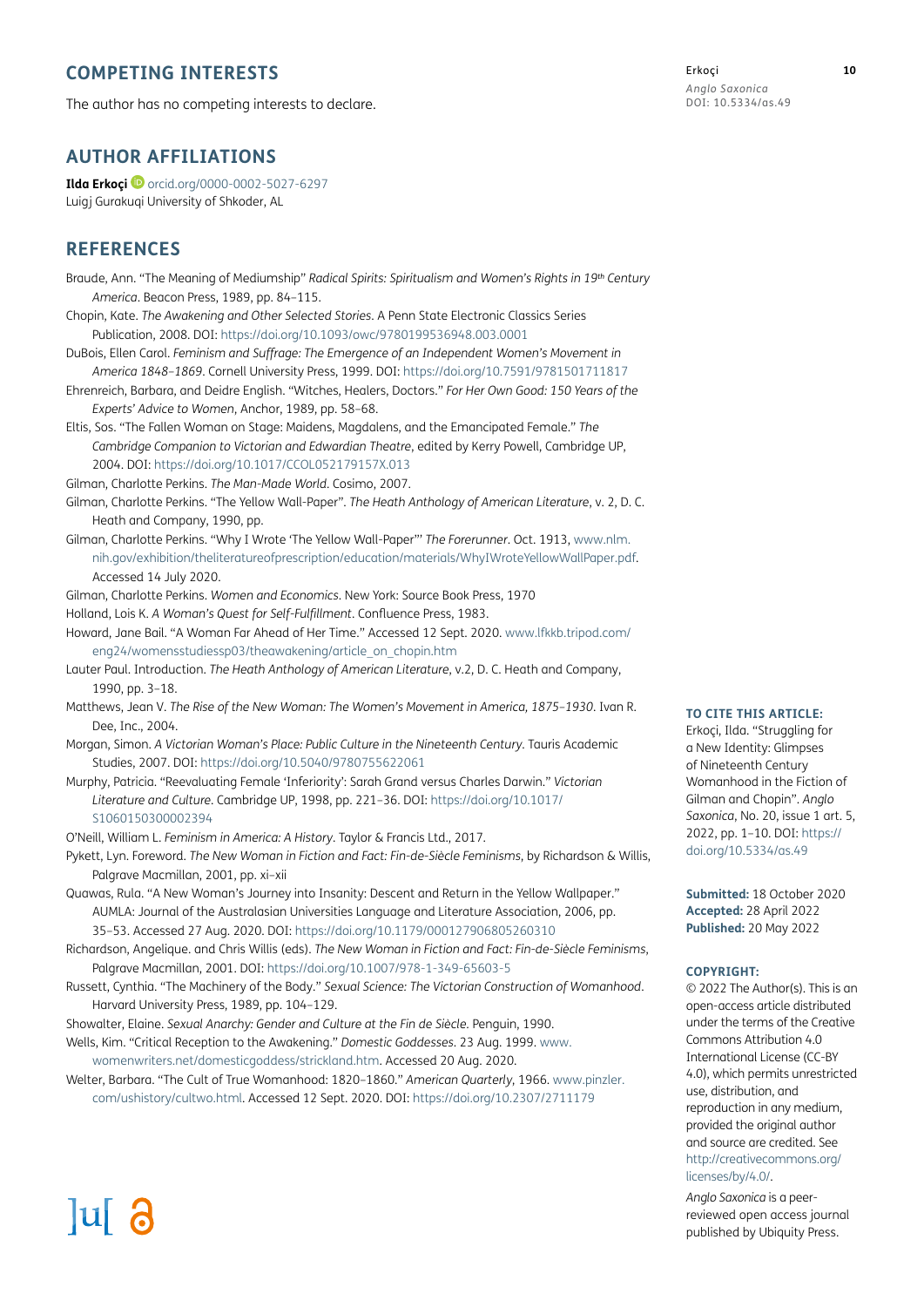## COMPETING INTERESTS

The author has no competing interests to declare.

## AUTHOR AFFILIATIONS

**Ilda Erkoçi** orcid.org/0000-0002-5027-6297
Luigj Gurakuqi University of Shkoder, AL

## REFERENCES

Braude, Ann. "The Meaning of Mediumship" *Radical Spirits: Spiritualism and Women's Rights in 19th Century America*. Beacon Press, 1989, pp. 84–115.

Chopin, Kate. *The Awakening and Other Selected Stories*. A Penn State Electronic Classics Series Publication, 2008. DOI: https://doi.org/10.1093/owc/9780199536948.003.0001

DuBois, Ellen Carol. *Feminism and Suffrage: The Emergence of an Independent Women's Movement in America 1848–1869*. Cornell University Press, 1999. DOI: https://doi.org/10.7591/9781501711817

Ehrenreich, Barbara, and Deidre English. "Witches, Healers, Doctors." *For Her Own Good: 150 Years of the Experts' Advice to Women*, Anchor, 1989, pp. 58–68.

Eltis, Sos. "The Fallen Woman on Stage: Maidens, Magdalens, and the Emancipated Female." *The Cambridge Companion to Victorian and Edwardian Theatre*, edited by Kerry Powell, Cambridge UP, 2004. DOI: https://doi.org/10.1017/CCOL052179157X.013

Gilman, Charlotte Perkins. *The Man-Made World*. Cosimo, 2007.

Gilman, Charlotte Perkins. "The Yellow Wall-Paper". *The Heath Anthology of American Literature*, v. 2, D. C. Heath and Company, 1990, pp.

Gilman, Charlotte Perkins. "Why I Wrote 'The Yellow Wall-Paper'" *The Forerunner*. Oct. 1913, www.nlm.nih.gov/exhibition/theliteratureofprescription/education/materials/WhyIWroteYellowWallPaper.pdf. Accessed 14 July 2020.

Gilman, Charlotte Perkins. *Women and Economics*. New York: Source Book Press, 1970

Holland, Lois K. *A Woman's Quest for Self-Fulfillment*. Confluence Press, 1983.

Howard, Jane Bail. "A Woman Far Ahead of Her Time." Accessed 12 Sept. 2020. www.lfkkb.tripod.com/eng24/womensstudiessp03/theawakening/article_on_chopin.htm

Lauter Paul. Introduction. *The Heath Anthology of American Literature*, v.2, D. C. Heath and Company, 1990, pp. 3–18.

Matthews, Jean V. *The Rise of the New Woman: The Women's Movement in America, 1875–1930*. Ivan R. Dee, Inc., 2004.

Morgan, Simon. *A Victorian Woman's Place: Public Culture in the Nineteenth Century*. Tauris Academic Studies, 2007. DOI: https://doi.org/10.5040/9780755622061

Murphy, Patricia. "Reevaluating Female 'Inferiority': Sarah Grand versus Charles Darwin." *Victorian Literature and Culture*. Cambridge UP, 1998, pp. 221–36. DOI: https://doi.org/10.1017/S1060150300002394

O'Neill, William L. *Feminism in America: A History*. Taylor & Francis Ltd., 2017.

Pykett, Lyn. Foreword. *The New Woman in Fiction and Fact: Fin-de-Siècle Feminisms*, by Richardson & Willis, Palgrave Macmillan, 2001, pp. xi–xii

Quawas, Rula. "A New Woman's Journey into Insanity: Descent and Return in the Yellow Wallpaper." AUMLA: Journal of the Australasian Universities Language and Literature Association, 2006, pp. 35–53. Accessed 27 Aug. 2020. DOI: https://doi.org/10.1179/000127906805260310

Richardson, Angelique. and Chris Willis (eds). *The New Woman in Fiction and Fact: Fin-de-Siècle Feminisms*, Palgrave Macmillan, 2001. DOI: https://doi.org/10.1007/978-1-349-65603-5

Russett, Cynthia. "The Machinery of the Body." *Sexual Science: The Victorian Construction of Womanhood*. Harvard University Press, 1989, pp. 104–129.

Showalter, Elaine. *Sexual Anarchy: Gender and Culture at the Fin de Siècle*. Penguin, 1990.

Wells, Kim. "Critical Reception to the Awakening." *Domestic Goddesses*. 23 Aug. 1999. www.womenwriters.net/domesticgoddess/strickland.htm. Accessed 20 Aug. 2020.

Welter, Barbara. "The Cult of True Womanhood: 1820–1860." *American Quarterly*, 1966. www.pinzler.com/ushistory/cultwo.html. Accessed 12 Sept. 2020. DOI: https://doi.org/10.2307/2711179

**TO CITE THIS ARTICLE:**

Erkoçi, Ilda. "Struggling for a New Identity: Glimpses of Nineteenth Century Womanhood in the Fiction of Gilman and Chopin". *Anglo Saxonica*, No. 20, issue 1 art. 5, 2022, pp. 1–10. DOI: https://doi.org/10.5334/as.49

**Submitted:** 18 October 2020
**Accepted:** 28 April 2022
**Published:** 20 May 2022

**COPYRIGHT:**

© 2022 The Author(s). This is an open-access article distributed under the terms of the Creative Commons Attribution 4.0 International License (CC-BY 4.0), which permits unrestricted use, distribution, and reproduction in any medium, provided the original author and source are credited. See http://creativecommons.org/licenses/by/4.0/.

*Anglo Saxonica* is a peer-reviewed open access journal published by Ubiquity Press.